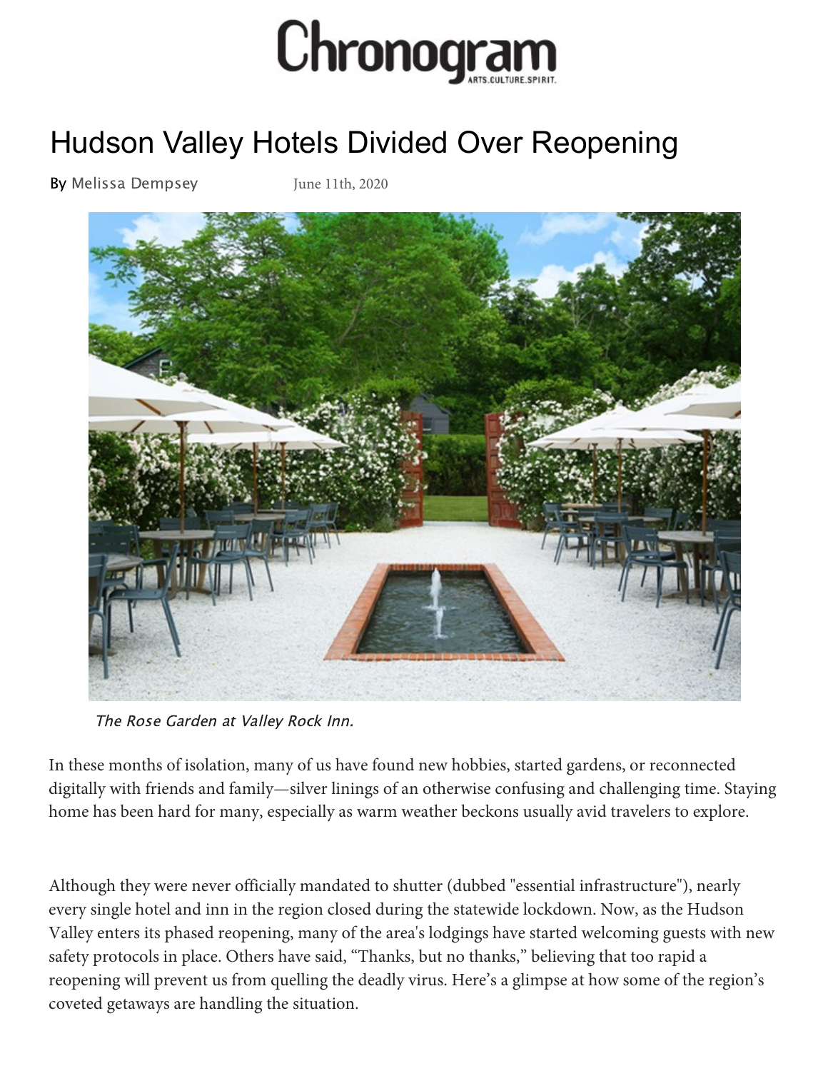# Chronogram

ARTS.CULTURE.SPIRIT.

## Hudson Valley Hotels Divided Over Reopening

By Melissa Dempsey June 11th, 2020

*The Rose Garden at Valley Rock Inn.*

In these months of isolation, many of us have found new hobbies, started gardens, or reconnected digitally with friends and family—silver linings of an otherwise confusing and challenging time. Staying home has been hard for many, especially as warm weather beckons usually avid travelers to explore.

Although they were never officially mandated to shutter (dubbed "essential infrastructure"), nearly every single hotel and inn in the region closed during the statewide lockdown. Now, as the Hudson Valley enters its phased reopening, many of the area's lodgings have started welcoming guests with new safety protocols in place. Others have said, "Thanks, but no thanks," believing that too rapid a reopening will prevent us from quelling the deadly virus. Here's a glimpse at how some of the region's coveted getaways are handling the situation.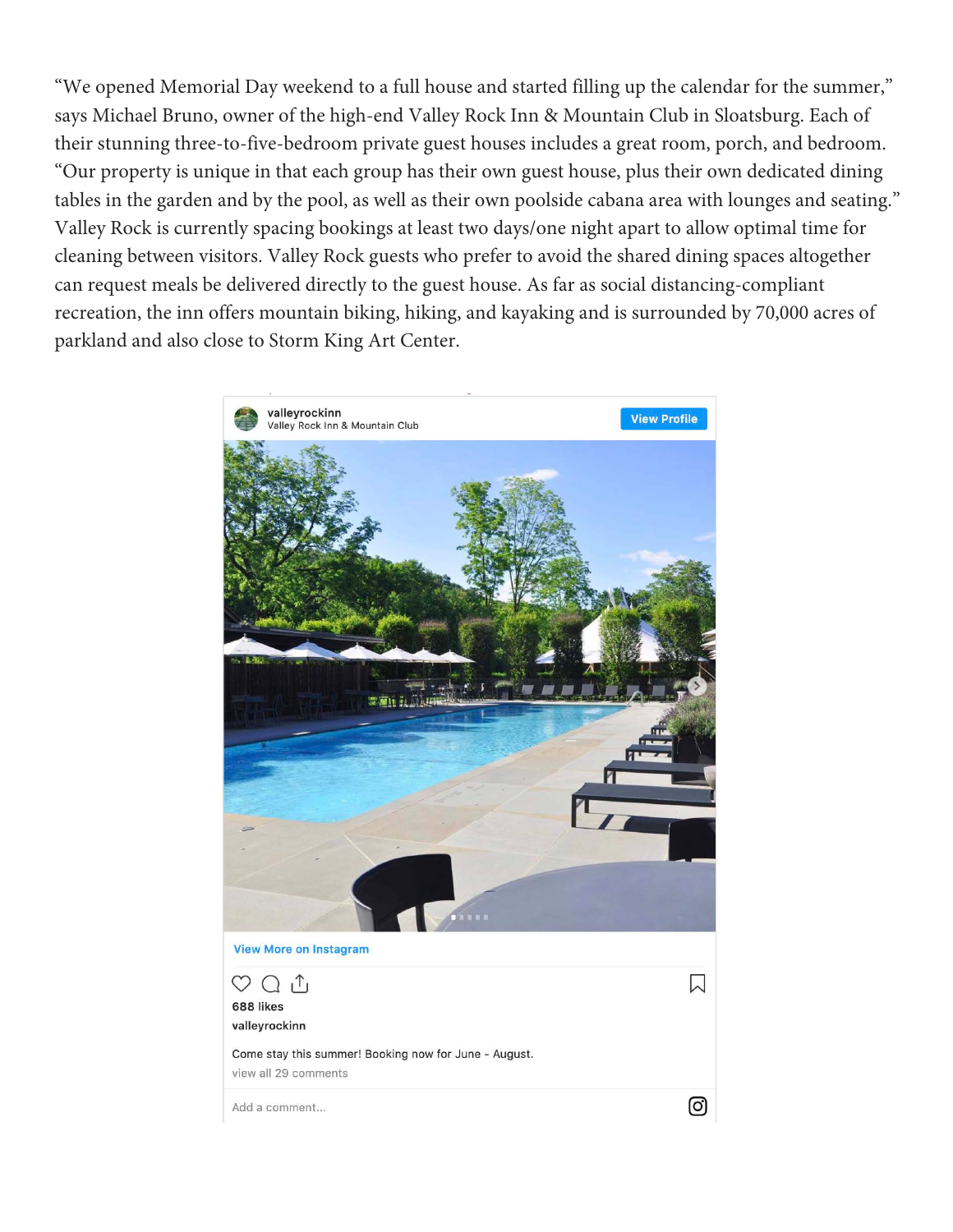"We opened Memorial Day weekend to a full house and started filling up the calendar for the summer," says Michael Bruno, owner of the high-end Valley Rock Inn & Mountain Club in Sloatsburg. Each of their stunning three-to-five-bedroom private guest houses includes a great room, porch, and bedroom. "Our property is unique in that each group has their own guest house, plus their own dedicated dining tables in the garden and by the pool, as well as their own poolside cabana area with lounges and seating." Valley Rock is currently spacing bookings at least two days/one night apart to allow optimal time for cleaning between visitors. Valley Rock guests who prefer to avoid the shared dining spaces altogether can request meals be delivered directly to the guest house. As far as social distancing-compliant recreation, the inn offers mountain biking, hiking, and kayaking and is surrounded by 70,000 acres of parkland and also close to Storm King Art Center.

valleyrockinn
Valley Rock Inn & Mountain Club
View Profile

View More on Instagram

688 likes

valleyrockinn

Come stay this summer! Booking now for June - August.

view all 29 comments

Add a comment...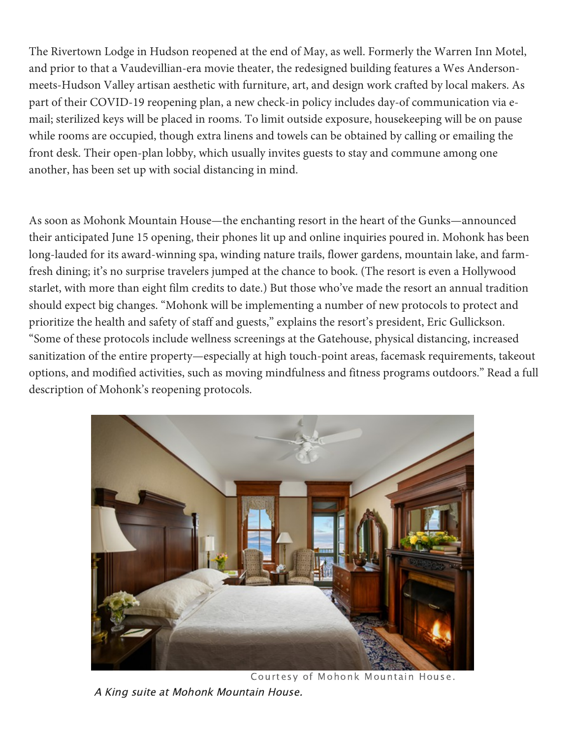The Rivertown Lodge in Hudson reopened at the end of May, as well. Formerly the Warren Inn Motel, and prior to that a Vaudevillian-era movie theater, the redesigned building features a Wes Anderson-meets-Hudson Valley artisan aesthetic with furniture, art, and design work crafted by local makers. As part of their COVID-19 reopening plan, a new check-in policy includes day-of communication via e-mail; sterilized keys will be placed in rooms. To limit outside exposure, housekeeping will be on pause while rooms are occupied, though extra linens and towels can be obtained by calling or emailing the front desk. Their open-plan lobby, which usually invites guests to stay and commune among one another, has been set up with social distancing in mind.

As soon as Mohonk Mountain House—the enchanting resort in the heart of the Gunks—announced their anticipated June 15 opening, their phones lit up and online inquiries poured in. Mohonk has been long-lauded for its award-winning spa, winding nature trails, flower gardens, mountain lake, and farm-fresh dining; it's no surprise travelers jumped at the chance to book. (The resort is even a Hollywood starlet, with more than eight film credits to date.) But those who've made the resort an annual tradition should expect big changes. "Mohonk will be implementing a number of new protocols to protect and prioritize the health and safety of staff and guests," explains the resort's president, Eric Gullickson. "Some of these protocols include wellness screenings at the Gatehouse, physical distancing, increased sanitization of the entire property—especially at high touch-point areas, facemask requirements, takeout options, and modified activities, such as moving mindfulness and fitness programs outdoors." Read a full description of Mohonk's reopening protocols.

Courtesy of Mohonk Mountain House.

*A King suite at Mohonk Mountain House.*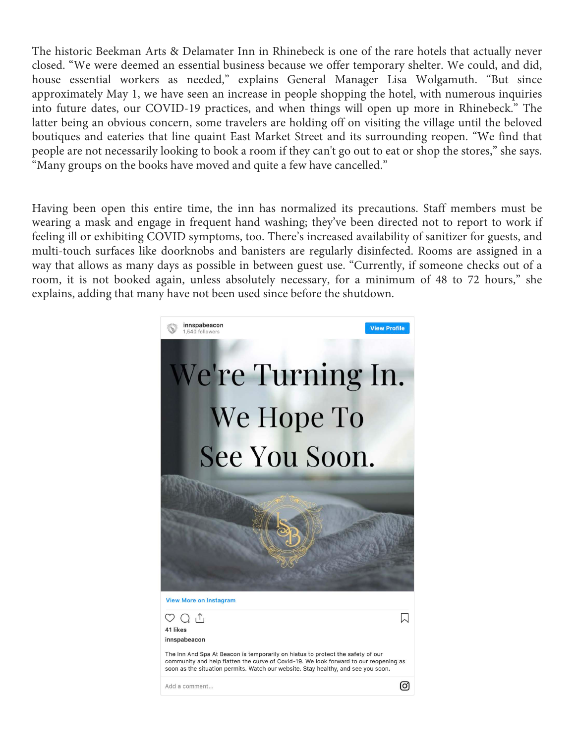The historic Beekman Arts & Delamater Inn in Rhinebeck is one of the rare hotels that actually never closed. “We were deemed an essential business because we offer temporary shelter. We could, and did, house essential workers as needed,” explains General Manager Lisa Wolgamuth. “But since approximately May 1, we have seen an increase in people shopping the hotel, with numerous inquiries into future dates, our COVID-19 practices, and when things will open up more in Rhinebeck.” The latter being an obvious concern, some travelers are holding off on visiting the village until the beloved boutiques and eateries that line quaint East Market Street and its surrounding reopen. “We find that people are not necessarily looking to book a room if they can't go out to eat or shop the stores,” she says. “Many groups on the books have moved and quite a few have cancelled.”

Having been open this entire time, the inn has normalized its precautions. Staff members must be wearing a mask and engage in frequent hand washing; they’ve been directed not to report to work if feeling ill or exhibiting COVID symptoms, too. There’s increased availability of sanitizer for guests, and multi-touch surfaces like doorknobs and banisters are regularly disinfected. Rooms are assigned in a way that allows as many days as possible in between guest use. “Currently, if someone checks out of a room, it is not booked again, unless absolutely necessary, for a minimum of 48 to 72 hours,” she explains, adding that many have not been used since before the shutdown.

innspabeacon
1,540 followers
View Profile

We're Turning In. We Hope To See You Soon.

View More on Instagram

41 likes

innspabeacon

The Inn And Spa At Beacon is temporarily on hiatus to protect the safety of our community and help flatten the curve of Covid-19. We look forward to our reopening as soon as the situation permits. Watch our website. Stay healthy, and see you soon.

Add a comment...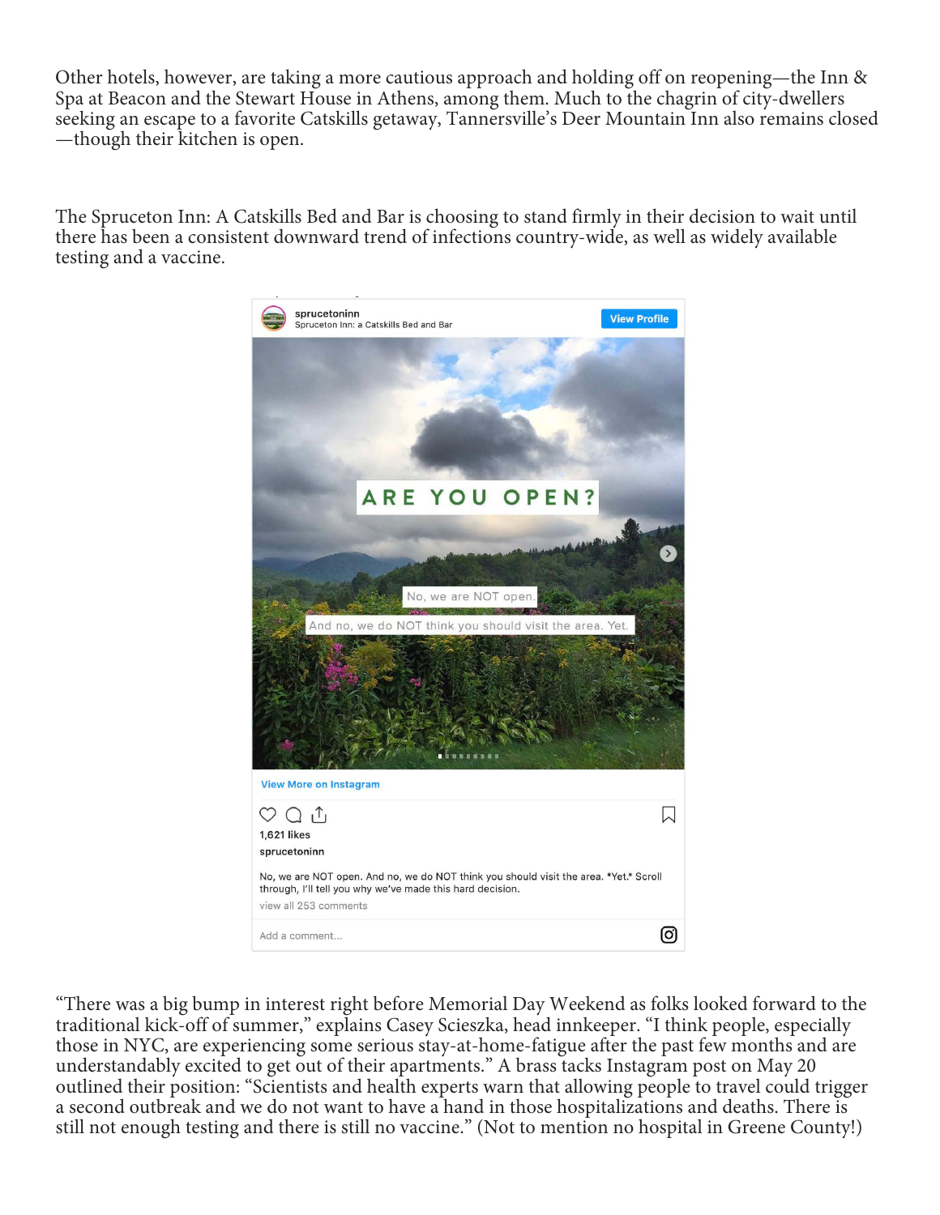Other hotels, however, are taking a more cautious approach and holding off on reopening—the Inn & Spa at Beacon and the Stewart House in Athens, among them. Much to the chagrin of city-dwellers seeking an escape to a favorite Catskills getaway, Tannersville's Deer Mountain Inn also remains closed—though their kitchen is open.

The Spruceton Inn: A Catskills Bed and Bar is choosing to stand firmly in their decision to wait until there has been a consistent downward trend of infections country-wide, as well as widely available testing and a vaccine.

sprucetoninn
Spruceton Inn: a Catskills Bed and Bar
View Profile

ARE YOU OPEN?

No, we are NOT open.

And no, we do NOT think you should visit the area. Yet.

View More on Instagram

1,621 likes

sprucetoninn

No, we are NOT open. And no, we do NOT think you should visit the area. *Yet.* Scroll through, I'll tell you why we've made this hard decision.

view all 253 comments

Add a comment...

"There was a big bump in interest right before Memorial Day Weekend as folks looked forward to the traditional kick-off of summer," explains Casey Scieszka, head innkeeper. "I think people, especially those in NYC, are experiencing some serious stay-at-home-fatigue after the past few months and are understandably excited to get out of their apartments." A brass tacks Instagram post on May 20 outlined their position: "Scientists and health experts warn that allowing people to travel could trigger a second outbreak and we do not want to have a hand in those hospitalizations and deaths. There is still not enough testing and there is still no vaccine." (Not to mention no hospital in Greene County!)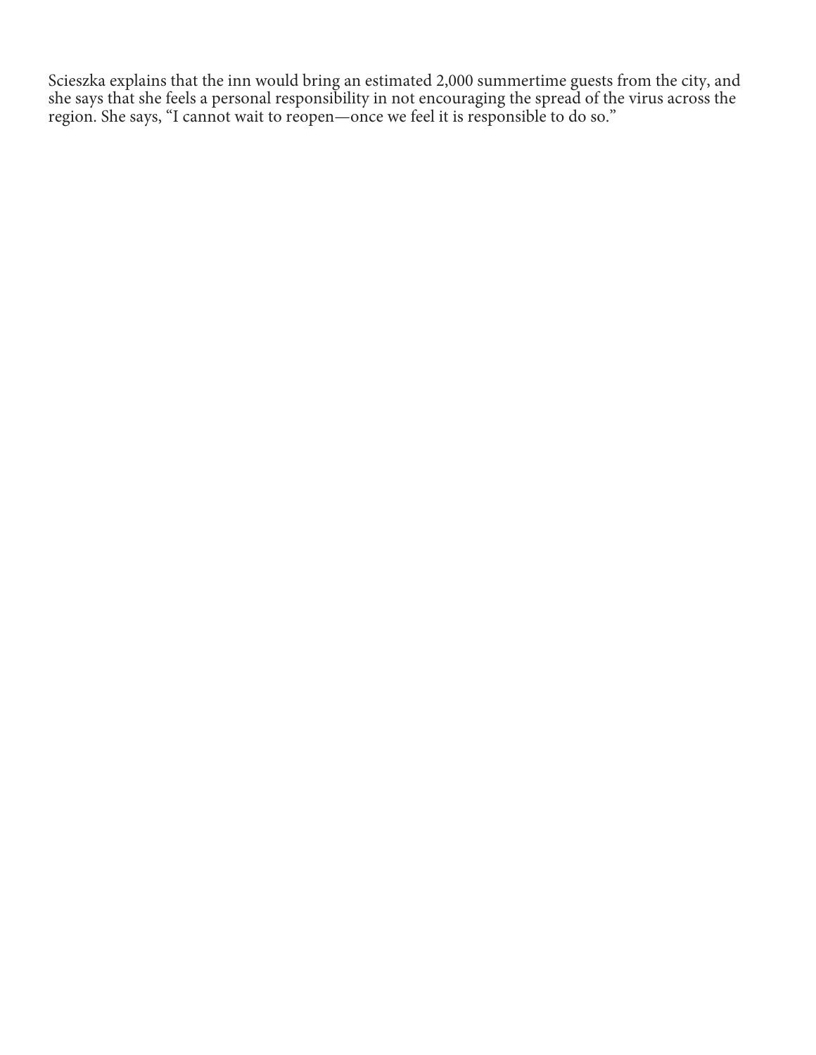Scieszka explains that the inn would bring an estimated 2,000 summertime guests from the city, and she says that she feels a personal responsibility in not encouraging the spread of the virus across the region. She says, "I cannot wait to reopen—once we feel it is responsible to do so."